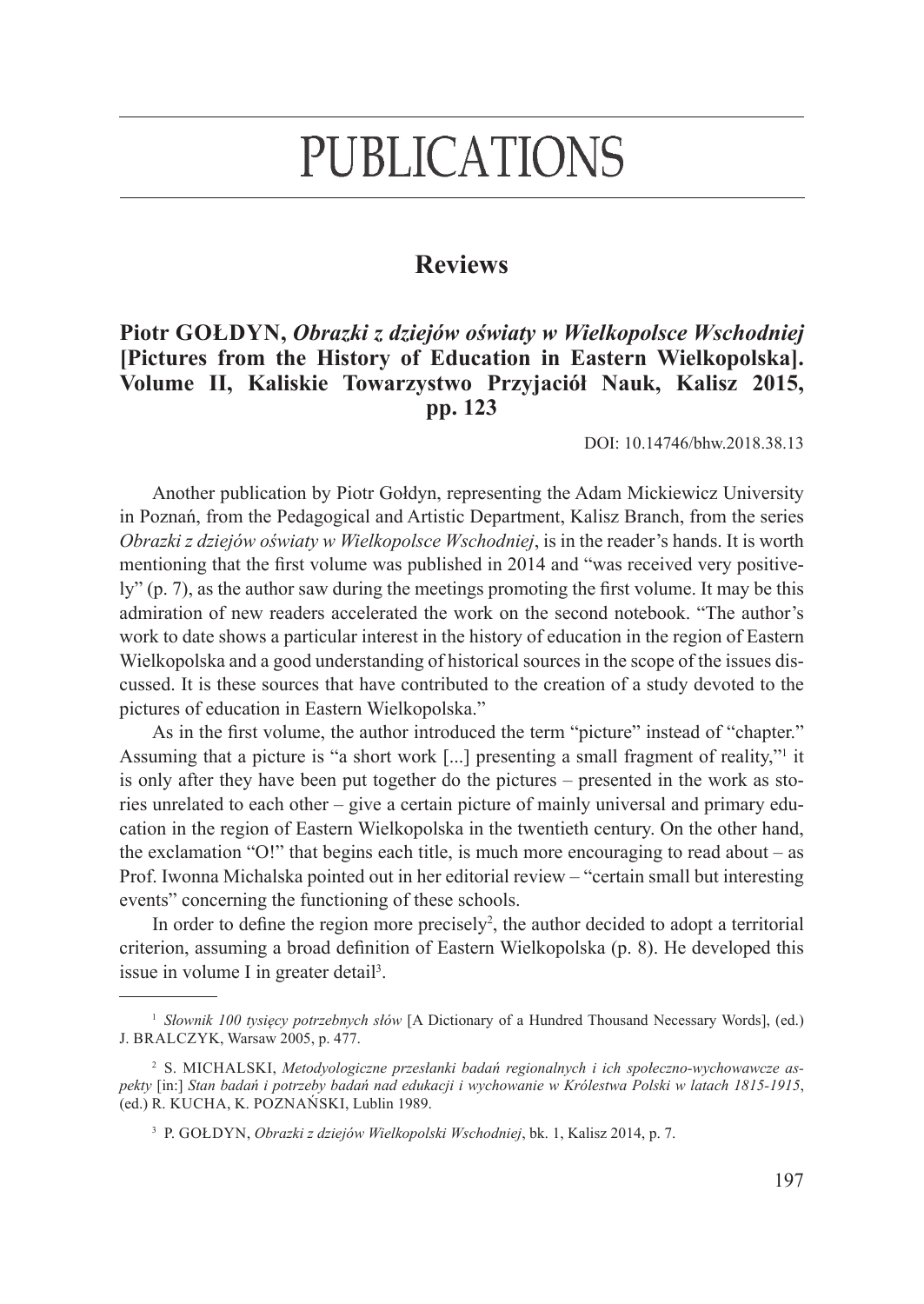# PUBLICATIONS

## Reviews

### Piotr GOŁDYN, *Obrazki z dziejów oświaty w Wielkopolsce Wschodniej* [Pictures from the History of Education in Eastern Wielkopolska]. Volume II, Kaliskie Towarzystwo Przyjaciół Nauk, Kalisz 2015, pp. 123

DOI: 10.14746/bhw.2018.38.13

Another publication by Piotr Gołdyn, representing the Adam Mickiewicz University in Poznań, from the Pedagogical and Artistic Department, Kalisz Branch, from the series *Obrazki z dziejów oświaty w Wielkopolsce Wschodniej*, is in the reader's hands. It is worth mentioning that the first volume was published in 2014 and "was received very positively" (p. 7), as the author saw during the meetings promoting the first volume. It may be this admiration of new readers accelerated the work on the second notebook. "The author's work to date shows a particular interest in the history of education in the region of Eastern Wielkopolska and a good understanding of historical sources in the scope of the issues discussed. It is these sources that have contributed to the creation of a study devoted to the pictures of education in Eastern Wielkopolska."

As in the first volume, the author introduced the term "picture" instead of "chapter." Assuming that a picture is "a short work [...] presenting a small fragment of reality,"[1] it is only after they have been put together do the pictures – presented in the work as stories unrelated to each other – give a certain picture of mainly universal and primary education in the region of Eastern Wielkopolska in the twentieth century. On the other hand, the exclamation "O!" that begins each title, is much more encouraging to read about – as Prof. Iwonna Michalska pointed out in her editorial review – "certain small but interesting events" concerning the functioning of these schools.

In order to define the region more precisely[2], the author decided to adopt a territorial criterion, assuming a broad definition of Eastern Wielkopolska (p. 8). He developed this issue in volume I in greater detail[3].

---

[1] *Słownik 100 tysięcy potrzebnych słów* [A Dictionary of a Hundred Thousand Necessary Words], (ed.) J. BRALCZYK, Warsaw 2005, p. 477.

[2] S. MICHALSKI, *Metodyologiczne przesłanki badań regionalnych i ich społeczno-wychowawcze aspekty* [in:] *Stan badań i potrzeby badań nad edukacji i wychowanie w Królestwa Polski w latach 1815-1915*, (ed.) R. KUCHA, K. POZNAŃSKI, Lublin 1989.

[3] P. GOŁDYN, *Obrazki z dziejów Wielkopolski Wschodniej*, bk. 1, Kalisz 2014, p. 7.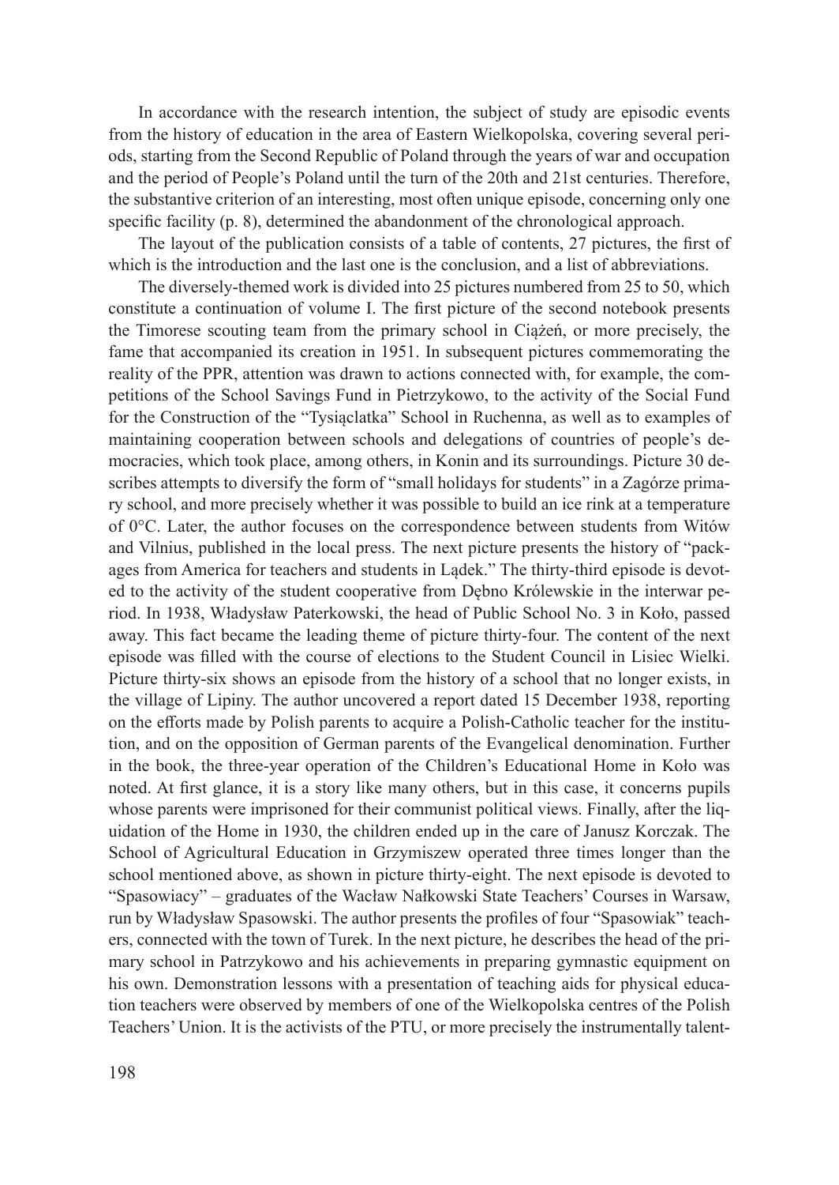In accordance with the research intention, the subject of study are episodic events from the history of education in the area of Eastern Wielkopolska, covering several periods, starting from the Second Republic of Poland through the years of war and occupation and the period of People's Poland until the turn of the 20th and 21st centuries. Therefore, the substantive criterion of an interesting, most often unique episode, concerning only one specific facility (p. 8), determined the abandonment of the chronological approach.

The layout of the publication consists of a table of contents, 27 pictures, the first of which is the introduction and the last one is the conclusion, and a list of abbreviations.

The diversely-themed work is divided into 25 pictures numbered from 25 to 50, which constitute a continuation of volume I. The first picture of the second notebook presents the Timorese scouting team from the primary school in Ciążeń, or more precisely, the fame that accompanied its creation in 1951. In subsequent pictures commemorating the reality of the PPR, attention was drawn to actions connected with, for example, the competitions of the School Savings Fund in Pietrzykowo, to the activity of the Social Fund for the Construction of the "Tysiąclatka" School in Ruchenna, as well as to examples of maintaining cooperation between schools and delegations of countries of people's democracies, which took place, among others, in Konin and its surroundings. Picture 30 describes attempts to diversify the form of "small holidays for students" in a Zagórze primary school, and more precisely whether it was possible to build an ice rink at a temperature of 0°C. Later, the author focuses on the correspondence between students from Witów and Vilnius, published in the local press. The next picture presents the history of "packages from America for teachers and students in Lądek." The thirty-third episode is devoted to the activity of the student cooperative from Dębno Królewskie in the interwar period. In 1938, Władysław Paterkowski, the head of Public School No. 3 in Koło, passed away. This fact became the leading theme of picture thirty-four. The content of the next episode was filled with the course of elections to the Student Council in Lisiec Wielki. Picture thirty-six shows an episode from the history of a school that no longer exists, in the village of Lipiny. The author uncovered a report dated 15 December 1938, reporting on the efforts made by Polish parents to acquire a Polish-Catholic teacher for the institution, and on the opposition of German parents of the Evangelical denomination. Further in the book, the three-year operation of the Children's Educational Home in Koło was noted. At first glance, it is a story like many others, but in this case, it concerns pupils whose parents were imprisoned for their communist political views. Finally, after the liquidation of the Home in 1930, the children ended up in the care of Janusz Korczak. The School of Agricultural Education in Grzymiszew operated three times longer than the school mentioned above, as shown in picture thirty-eight. The next episode is devoted to "Spasowiacy" – graduates of the Wacław Nałkowski State Teachers' Courses in Warsaw, run by Władysław Spasowski. The author presents the profiles of four "Spasowiak" teachers, connected with the town of Turek. In the next picture, he describes the head of the primary school in Patrzykowo and his achievements in preparing gymnastic equipment on his own. Demonstration lessons with a presentation of teaching aids for physical education teachers were observed by members of one of the Wielkopolska centres of the Polish Teachers' Union. It is the activists of the PTU, or more precisely the instrumentally talent-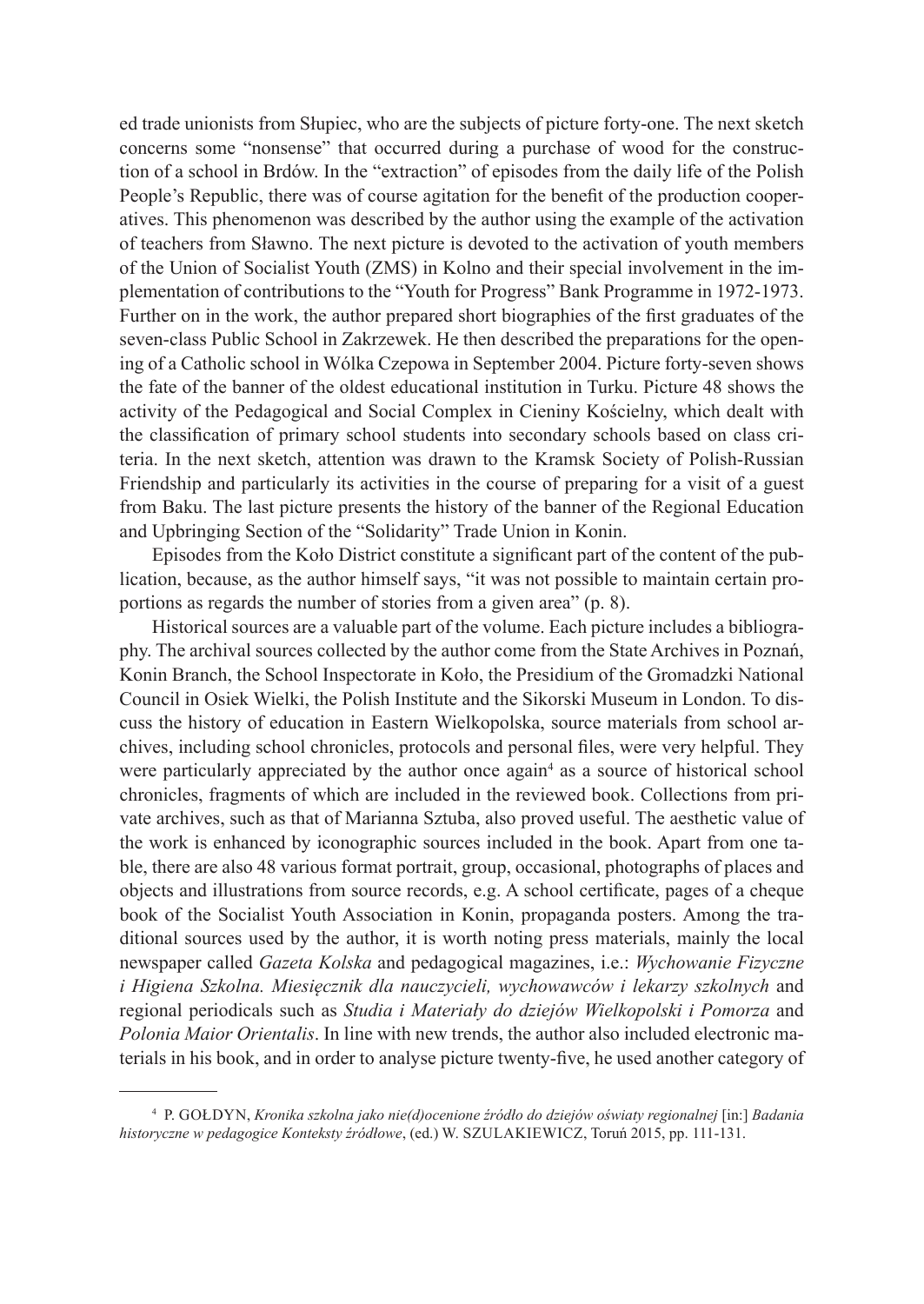ed trade unionists from Słupiec, who are the subjects of picture forty-one. The next sketch concerns some "nonsense" that occurred during a purchase of wood for the construction of a school in Brdów. In the "extraction" of episodes from the daily life of the Polish People's Republic, there was of course agitation for the benefit of the production cooperatives. This phenomenon was described by the author using the example of the activation of teachers from Sławno. The next picture is devoted to the activation of youth members of the Union of Socialist Youth (ZMS) in Kolno and their special involvement in the implementation of contributions to the "Youth for Progress" Bank Programme in 1972-1973. Further on in the work, the author prepared short biographies of the first graduates of the seven-class Public School in Zakrzewek. He then described the preparations for the opening of a Catholic school in Wólka Czepowa in September 2004. Picture forty-seven shows the fate of the banner of the oldest educational institution in Turku. Picture 48 shows the activity of the Pedagogical and Social Complex in Cieniny Kościelny, which dealt with the classification of primary school students into secondary schools based on class criteria. In the next sketch, attention was drawn to the Kramsk Society of Polish-Russian Friendship and particularly its activities in the course of preparing for a visit of a guest from Baku. The last picture presents the history of the banner of the Regional Education and Upbringing Section of the "Solidarity" Trade Union in Konin.

Episodes from the Koło District constitute a significant part of the content of the publication, because, as the author himself says, "it was not possible to maintain certain proportions as regards the number of stories from a given area" (p. 8).

Historical sources are a valuable part of the volume. Each picture includes a bibliography. The archival sources collected by the author come from the State Archives in Poznań, Konin Branch, the School Inspectorate in Koło, the Presidium of the Gromadzki National Council in Osiek Wielki, the Polish Institute and the Sikorski Museum in London. To discuss the history of education in Eastern Wielkopolska, source materials from school archives, including school chronicles, protocols and personal files, were very helpful. They were particularly appreciated by the author once again[4] as a source of historical school chronicles, fragments of which are included in the reviewed book. Collections from private archives, such as that of Marianna Sztuba, also proved useful. The aesthetic value of the work is enhanced by iconographic sources included in the book. Apart from one table, there are also 48 various format portrait, group, occasional, photographs of places and objects and illustrations from source records, e.g. A school certificate, pages of a cheque book of the Socialist Youth Association in Konin, propaganda posters. Among the traditional sources used by the author, it is worth noting press materials, mainly the local newspaper called *Gazeta Kolska* and pedagogical magazines, i.e.: *Wychowanie Fizyczne i Higiena Szkolna. Miesięcznik dla nauczycieli, wychowawców i lekarzy szkolnych* and regional periodicals such as *Studia i Materiały do dziejów Wielkopolski i Pomorza* and *Polonia Maior Orientalis*. In line with new trends, the author also included electronic materials in his book, and in order to analyse picture twenty-five, he used another category of

---

[4] P. GOŁDYN, *Kronika szkolna jako nie(d)ocenione źródło do dziejów oświaty regionalnej* [in:] *Badania historyczne w pedagogice Konteksty źródłowe*, (ed.) W. SZULAKIEWICZ, Toruń 2015, pp. 111-131.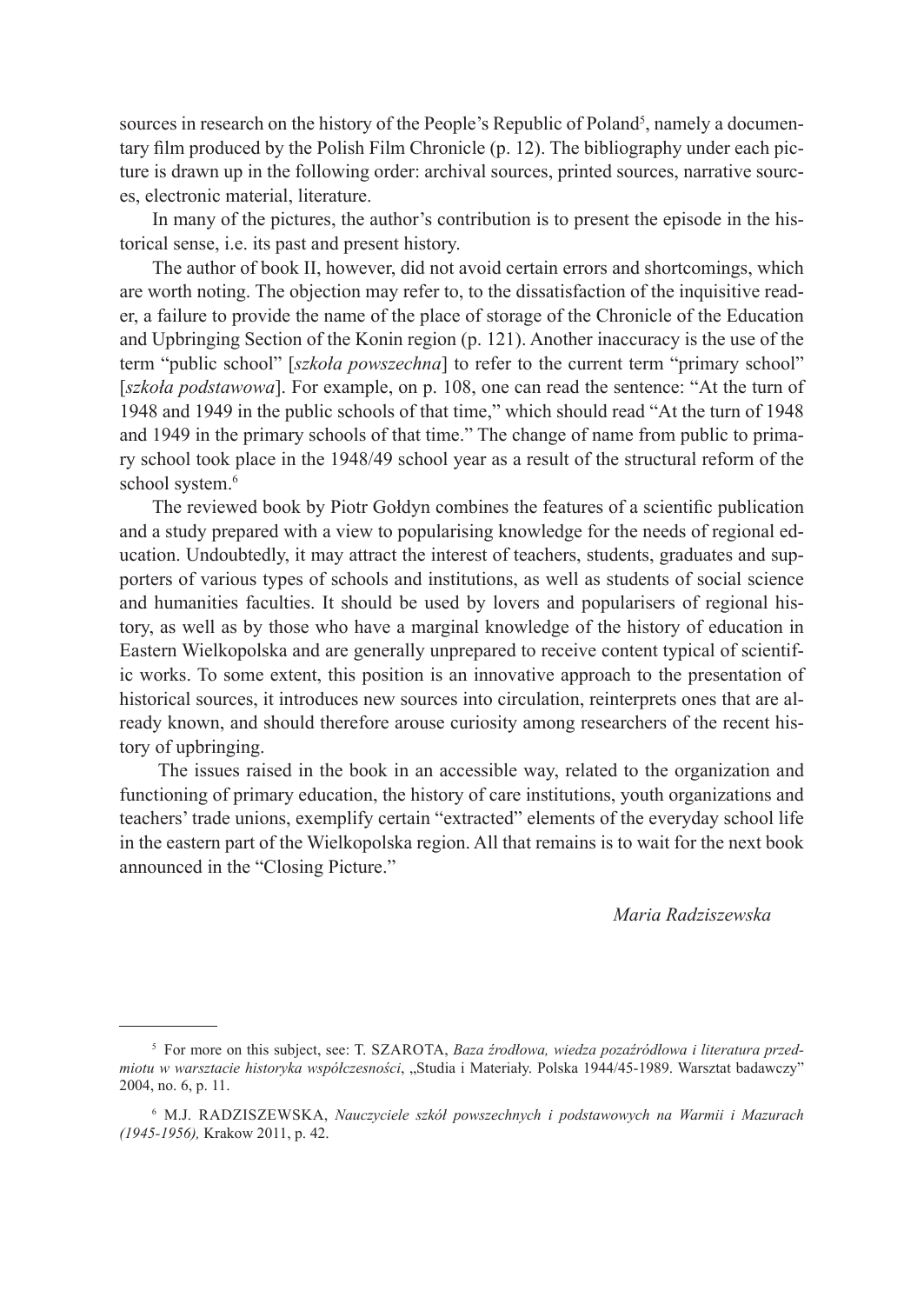sources in research on the history of the People's Republic of Poland[5], namely a documentary film produced by the Polish Film Chronicle (p. 12). The bibliography under each picture is drawn up in the following order: archival sources, printed sources, narrative sources, electronic material, literature.

In many of the pictures, the author's contribution is to present the episode in the historical sense, i.e. its past and present history.

The author of book II, however, did not avoid certain errors and shortcomings, which are worth noting. The objection may refer to, to the dissatisfaction of the inquisitive reader, a failure to provide the name of the place of storage of the Chronicle of the Education and Upbringing Section of the Konin region (p. 121). Another inaccuracy is the use of the term "public school" [*szkoła powszechna*] to refer to the current term "primary school" [*szkoła podstawowa*]. For example, on p. 108, one can read the sentence: "At the turn of 1948 and 1949 in the public schools of that time," which should read "At the turn of 1948 and 1949 in the primary schools of that time." The change of name from public to primary school took place in the 1948/49 school year as a result of the structural reform of the school system.[6]

The reviewed book by Piotr Gołdyn combines the features of a scientific publication and a study prepared with a view to popularising knowledge for the needs of regional education. Undoubtedly, it may attract the interest of teachers, students, graduates and supporters of various types of schools and institutions, as well as students of social science and humanities faculties. It should be used by lovers and popularisers of regional history, as well as by those who have a marginal knowledge of the history of education in Eastern Wielkopolska and are generally unprepared to receive content typical of scientific works. To some extent, this position is an innovative approach to the presentation of historical sources, it introduces new sources into circulation, reinterprets ones that are already known, and should therefore arouse curiosity among researchers of the recent history of upbringing.

The issues raised in the book in an accessible way, related to the organization and functioning of primary education, the history of care institutions, youth organizations and teachers' trade unions, exemplify certain "extracted" elements of the everyday school life in the eastern part of the Wielkopolska region. All that remains is to wait for the next book announced in the "Closing Picture."

*Maria Radziszewska*

---

[5] For more on this subject, see: T. SZAROTA, *Baza źrodłowa, wiedza pozaźródłowa i literatura przedmiotu w warsztacie historyka współczesności*, „Studia i Materiały. Polska 1944/45-1989. Warsztat badawczy" 2004, no. 6, p. 11.

[6] M.J. RADZISZEWSKA, *Nauczyciele szkół powszechnych i podstawowych na Warmii i Mazurach (1945-1956),* Krakow 2011, p. 42.